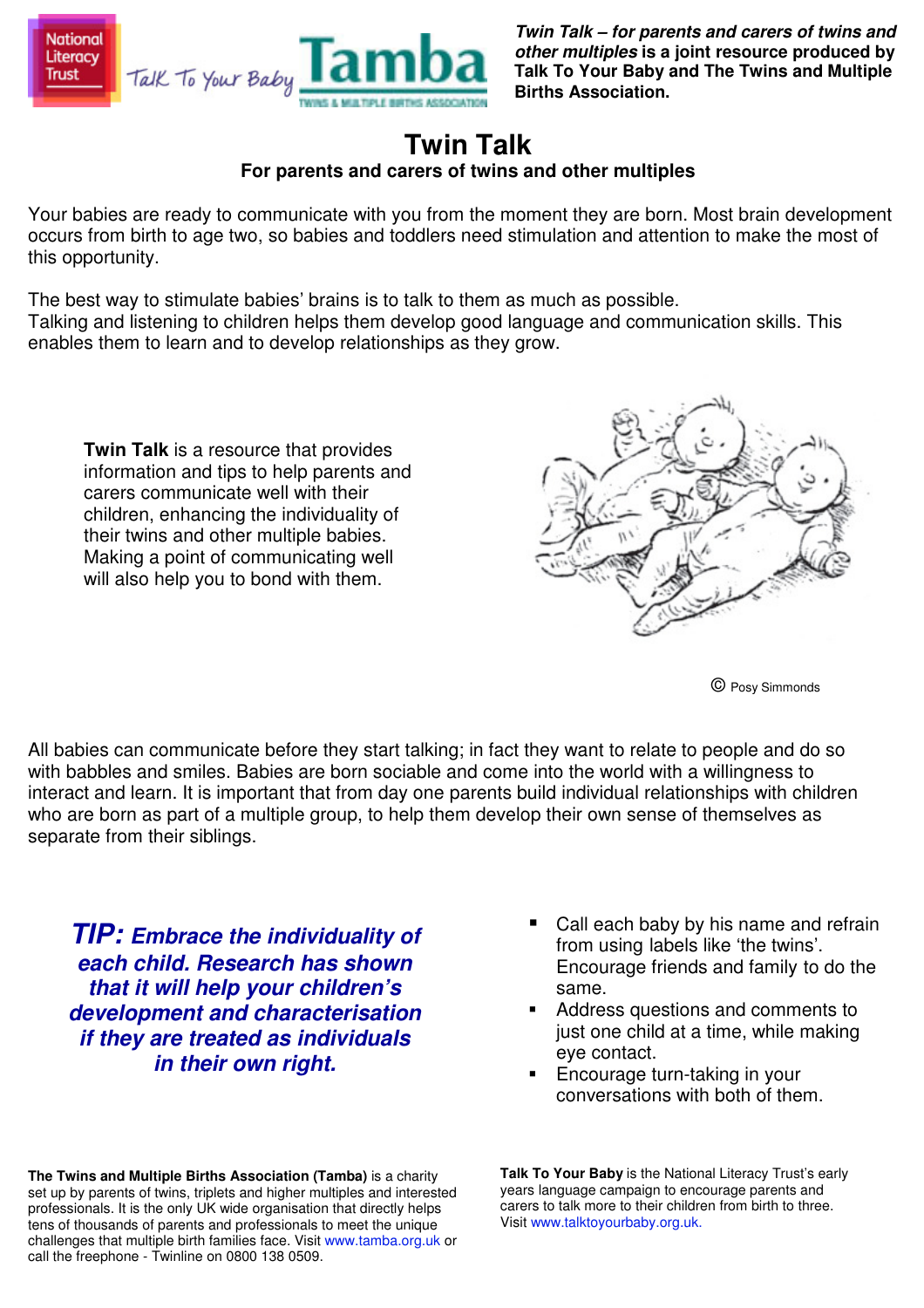***Twin Talk – for parents and carers of twins and other multiples*** **is a joint resource produced by Talk To Your Baby and The Twins and Multiple Births Association.**

# Twin Talk

**For parents and carers of twins and other multiples**

Your babies are ready to communicate with you from the moment they are born. Most brain development occurs from birth to age two, so babies and toddlers need stimulation and attention to make the most of this opportunity.

The best way to stimulate babies' brains is to talk to them as much as possible.
Talking and listening to children helps them develop good language and communication skills. This enables them to learn and to develop relationships as they grow.

**Twin Talk** is a resource that provides information and tips to help parents and carers communicate well with their children, enhancing the individuality of their twins and other multiple babies. Making a point of communicating well will also help you to bond with them.

© Posy Simmonds

All babies can communicate before they start talking; in fact they want to relate to people and do so with babbles and smiles. Babies are born sociable and come into the world with a willingness to interact and learn. It is important that from day one parents build individual relationships with children who are born as part of a multiple group, to help them develop their own sense of themselves as separate from their siblings.

***TIP: Embrace the individuality of each child. Research has shown that it will help your children's development and characterisation if they are treated as individuals in their own right.***

- Call each baby by his name and refrain from using labels like 'the twins'. Encourage friends and family to do the same.
- Address questions and comments to just one child at a time, while making eye contact.
- Encourage turn-taking in your conversations with both of them.

**The Twins and Multiple Births Association (Tamba)** is a charity set up by parents of twins, triplets and higher multiples and interested professionals. It is the only UK wide organisation that directly helps tens of thousands of parents and professionals to meet the unique challenges that multiple birth families face. Visit www.tamba.org.uk or call the freephone - Twinline on 0800 138 0509.

**Talk To Your Baby** is the National Literacy Trust's early years language campaign to encourage parents and carers to talk more to their children from birth to three. Visit www.talktoyourbaby.org.uk.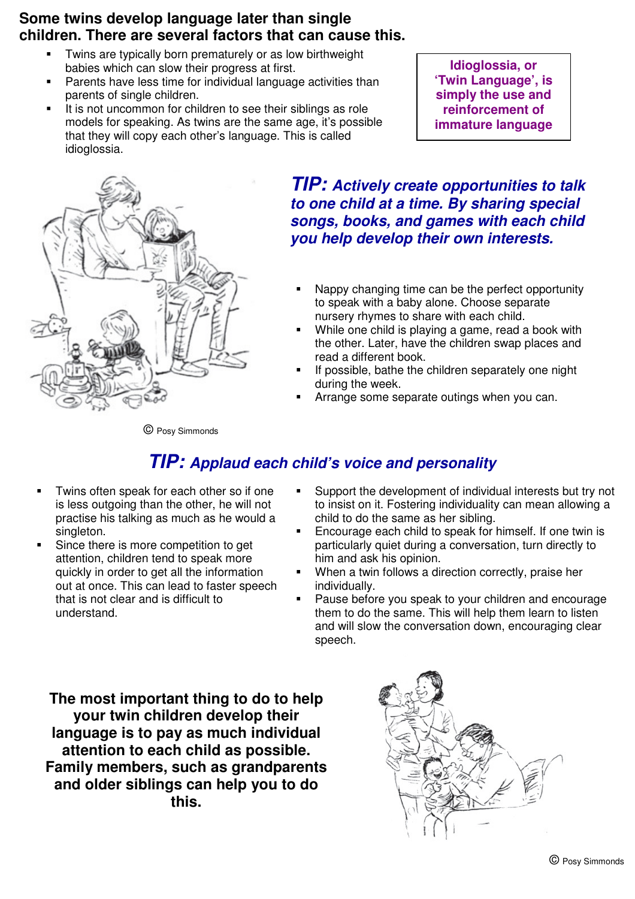## Some twins develop language later than single children. There are several factors that can cause this.

- Twins are typically born prematurely or as low birthweight babies which can slow their progress at first.
- Parents have less time for individual language activities than parents of single children.
- It is not uncommon for children to see their siblings as role models for speaking. As twins are the same age, it's possible that they will copy each other's language. This is called idioglossia.

**Idioglossia, or 'Twin Language', is simply the use and reinforcement of immature language**

© Posy Simmonds

### ***TIP: Actively create opportunities to talk to one child at a time. By sharing special songs, books, and games with each child you help develop their own interests.***

- Nappy changing time can be the perfect opportunity to speak with a baby alone. Choose separate nursery rhymes to share with each child.
- While one child is playing a game, read a book with the other. Later, have the children swap places and read a different book.
- If possible, bathe the children separately one night during the week.
- Arrange some separate outings when you can.

### ***TIP: Applaud each child's voice and personality***

- Twins often speak for each other so if one is less outgoing than the other, he will not practise his talking as much as he would a singleton.
- Since there is more competition to get attention, children tend to speak more quickly in order to get all the information out at once. This can lead to faster speech that is not clear and is difficult to understand.
- Support the development of individual interests but try not to insist on it. Fostering individuality can mean allowing a child to do the same as her sibling.
- Encourage each child to speak for himself. If one twin is particularly quiet during a conversation, turn directly to him and ask his opinion.
- When a twin follows a direction correctly, praise her individually.
- Pause before you speak to your children and encourage them to do the same. This will help them learn to listen and will slow the conversation down, encouraging clear speech.

**The most important thing to do to help your twin children develop their language is to pay as much individual attention to each child as possible. Family members, such as grandparents and older siblings can help you to do this.**

© Posy Simmonds